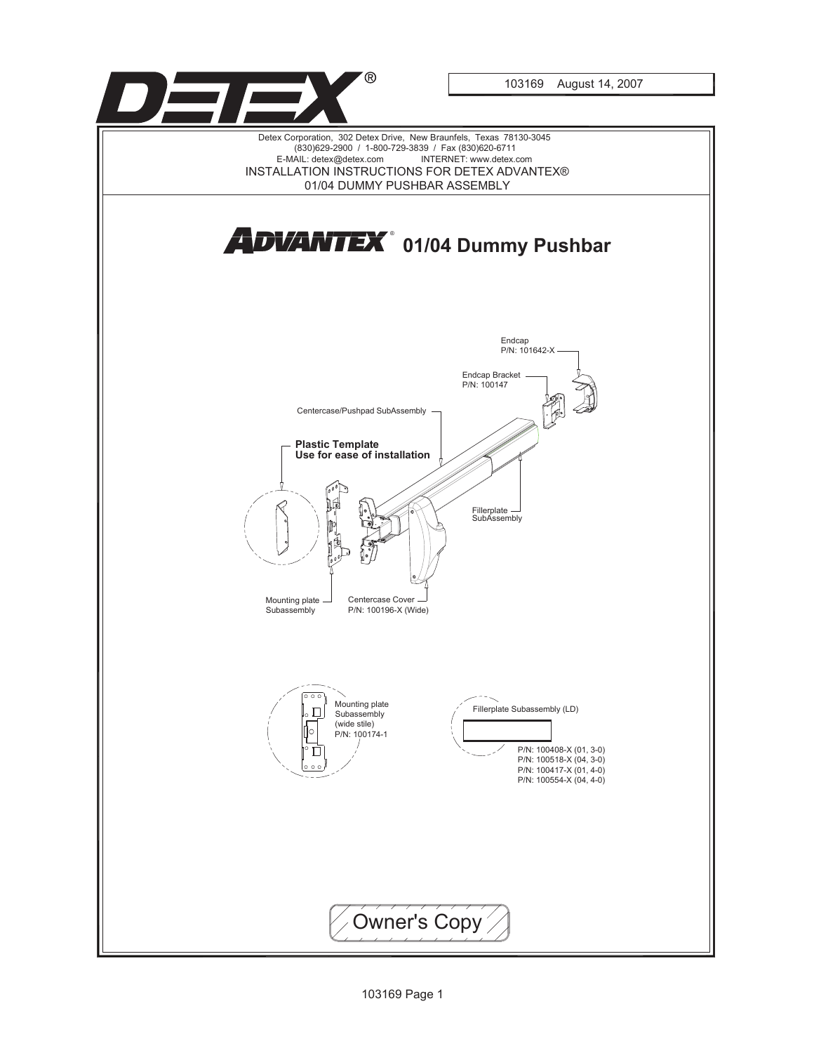DETEX®

103169 August 14, 2007

Detex Corporation, 302 Detex Drive, New Braunfels, Texas 78130-3045
(830)629-2900 / 1-800-729-3839 / Fax (830)620-6711
E-MAIL: detex@detex.com INTERNET: www.detex.com

INSTALLATION INSTRUCTIONS FOR DETEX ADVANTEX®
01/04 DUMMY PUSHBAR ASSEMBLY

# ADVANTEX® 01/04 Dummy Pushbar

Endcap
P/N: 101642-X

Endcap Bracket
P/N: 100147

Centercase/Pushpad SubAssembly

**Plastic Template**
**Use for ease of installation**

Fillerplate
SubAssembly

Mounting plate
Subassembly

Centercase Cover
P/N: 100196-X (Wide)

Mounting plate
Subassembly
(wide stile)
P/N: 100174-1

Fillerplate Subassembly (LD)

P/N: 100408-X (01, 3-0)
P/N: 100518-X (04, 3-0)
P/N: 100417-X (01, 4-0)
P/N: 100554-X (04, 4-0)

Owner's Copy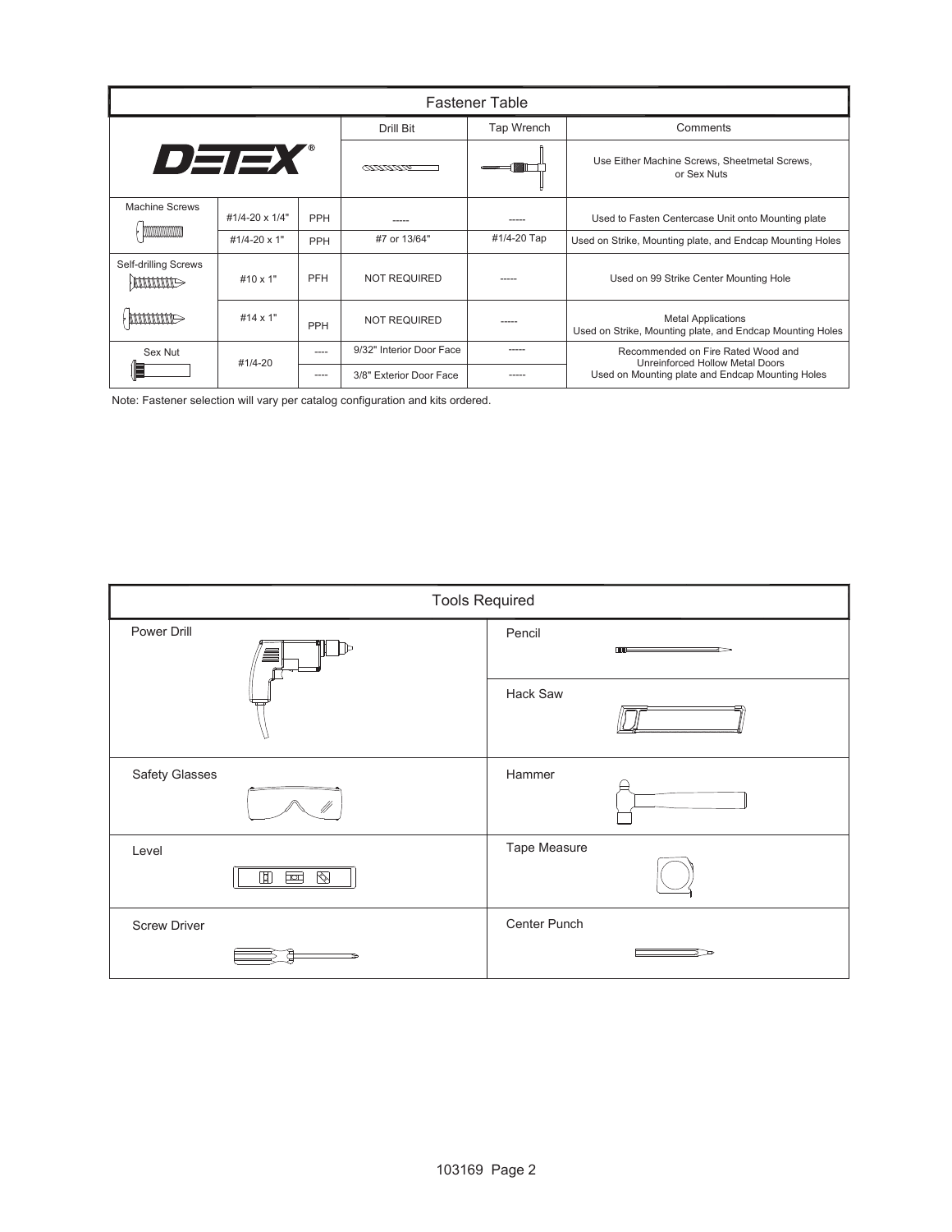## Fastener Table

| DETEX | | | Drill Bit | Tap Wrench | Comments |
|---|---|---|---|---|---|
| | | | | | Use Either Machine Screws, Sheetmetal Screws, or Sex Nuts |
| Machine Screws | #1/4-20 x 1/4" | PPH | ----- | ----- | Used to Fasten Centercase Unit onto Mounting plate |
| | #1/4-20 x 1" | PPH | #7 or 13/64" | #1/4-20 Tap | Used on Strike, Mounting plate, and Endcap Mounting Holes |
| Self-drilling Screws | #10 x 1" | PFH | NOT REQUIRED | ----- | Used on 99 Strike Center Mounting Hole |
| | #14 x 1" | PPH | NOT REQUIRED | ----- | Metal Applications<br>Used on Strike, Mounting plate, and Endcap Mounting Holes |
| Sex Nut | #1/4-20 | ---- | 9/32" Interior Door Face | ----- | Recommended on Fire Rated Wood and Unreinforced Hollow Metal Doors<br>Used on Mounting plate and Endcap Mounting Holes |
| | | ---- | 3/8" Exterior Door Face | ----- | |

Note: Fastener selection will vary per catalog configuration and kits ordered.

## Tools Required

| | |
|---|---|
| Power Drill | Pencil |
| | Hack Saw |
| Safety Glasses | Hammer |
| Level | Tape Measure |
| Screw Driver | Center Punch |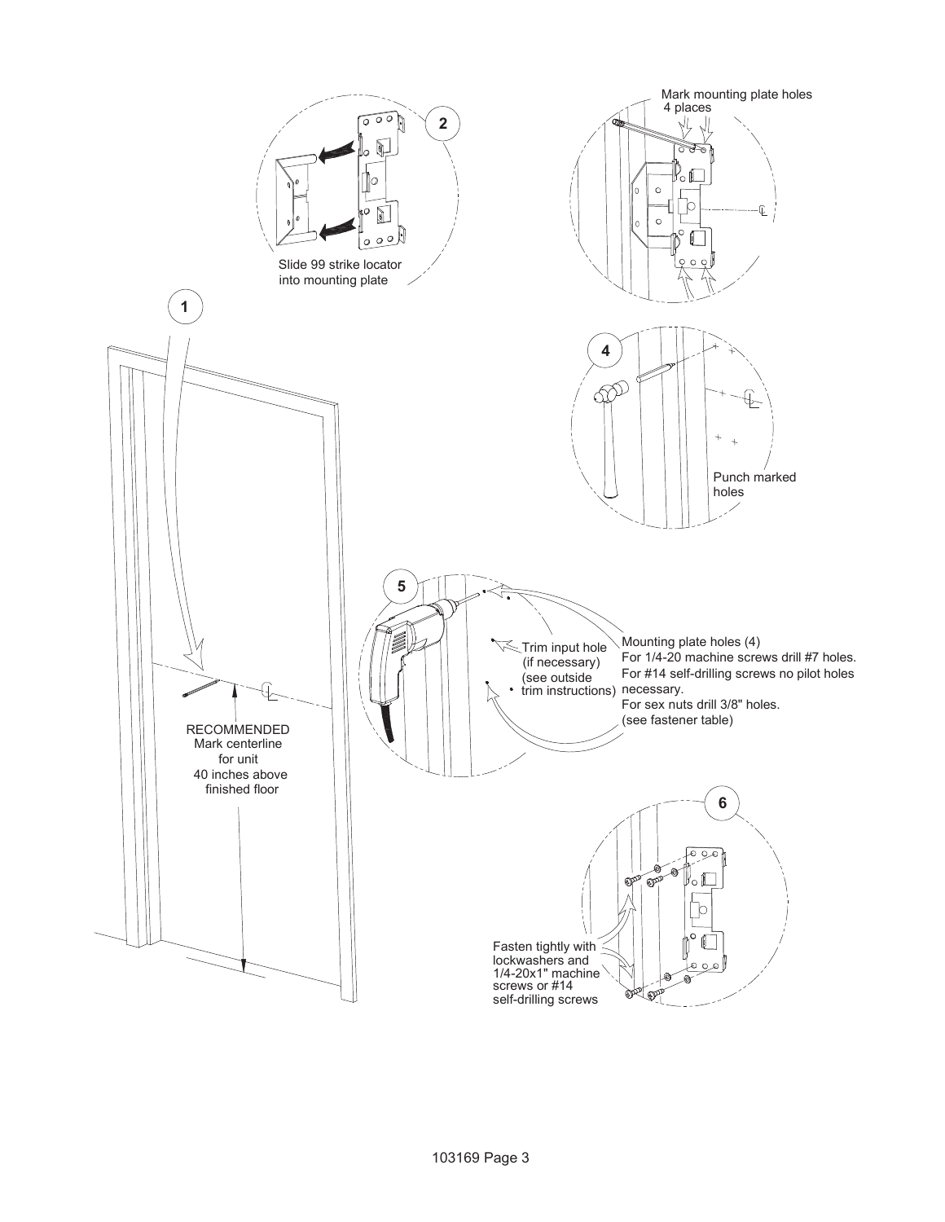**2**

Slide 99 strike locator into mounting plate

**3**

Mark mounting plate holes 4 places

**1**

RECOMMENDED
Mark centerline for unit 40 inches above finished floor

**4**

Punch marked holes

**5**

Trim input hole (if necessary) (see outside trim instructions)

Mounting plate holes (4)
For 1/4-20 machine screws drill #7 holes.
For #14 self-drilling screws no pilot holes necessary.
For sex nuts drill 3/8" holes.
(see fastener table)

**6**

Fasten tightly with lockwashers and 1/4-20x1" machine screws or #14 self-drilling screws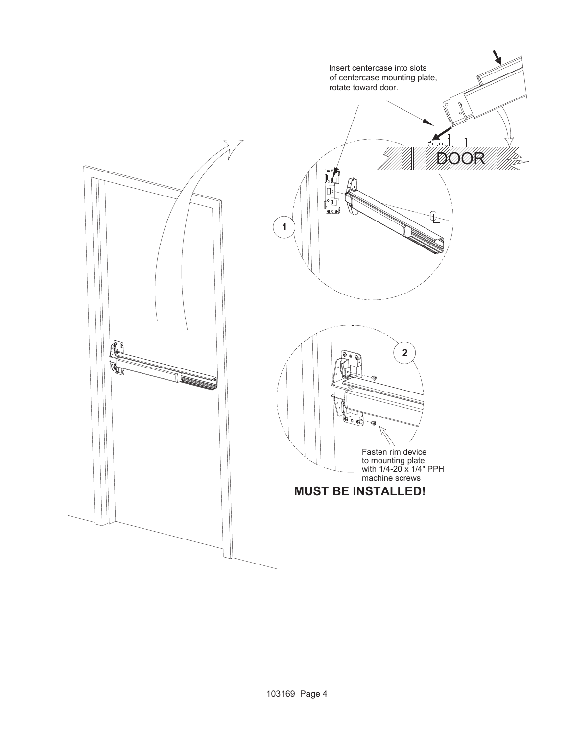Insert centercase into slots of centercase mounting plate, rotate toward door.

DOOR

1

2

Fasten rim device to mounting plate with 1/4-20 x 1/4" PPH machine screws

**MUST BE INSTALLED!**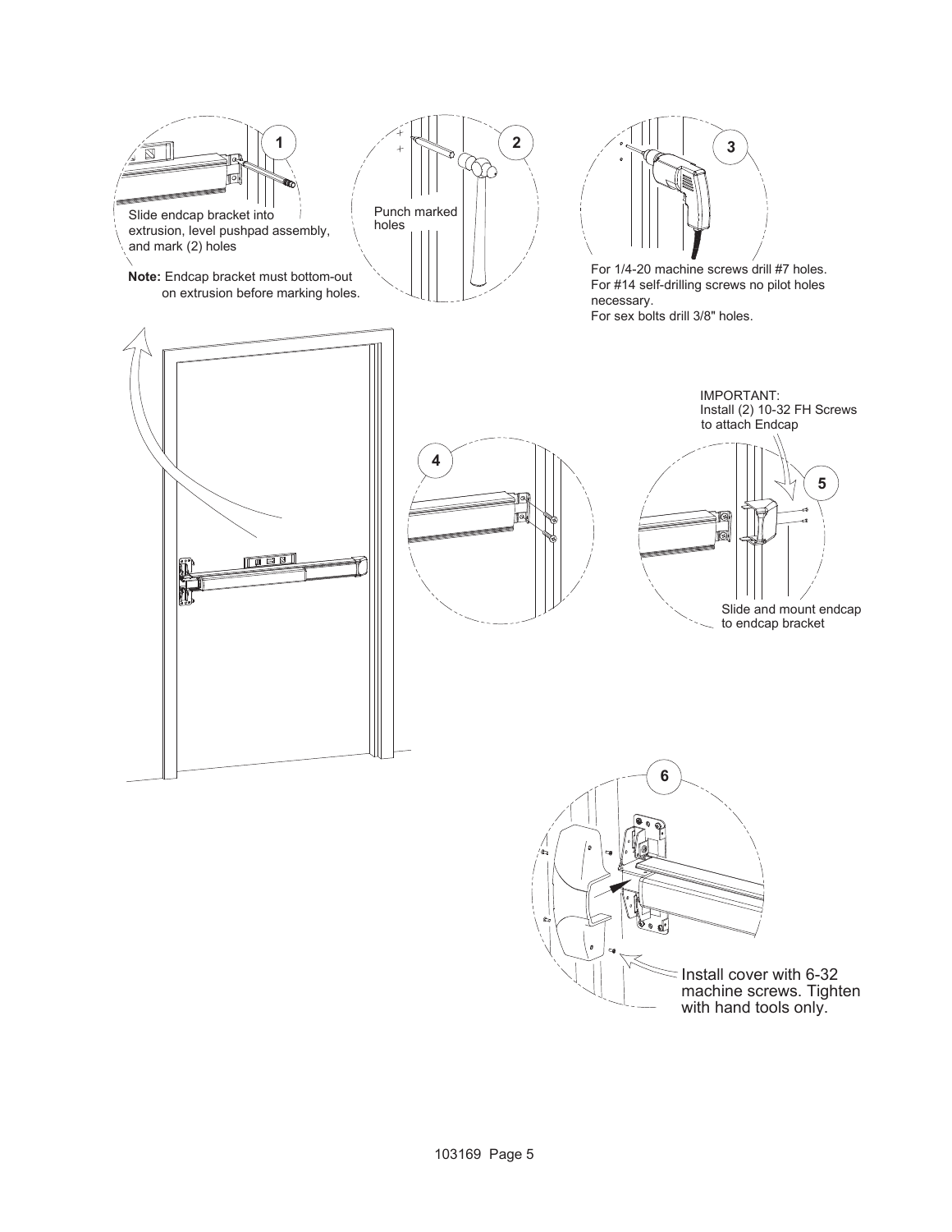1

Slide endcap bracket into extrusion, level pushpad assembly, and mark (2) holes

**Note:** Endcap bracket must bottom-out on extrusion before marking holes.

2

Punch marked holes

3

For 1/4-20 machine screws drill #7 holes.
For #14 self-drilling screws no pilot holes necessary.
For sex bolts drill 3/8" holes.

4

5

IMPORTANT:
Install (2) 10-32 FH Screws to attach Endcap

Slide and mount endcap to endcap bracket

6

Install cover with 6-32 machine screws. Tighten with hand tools only.